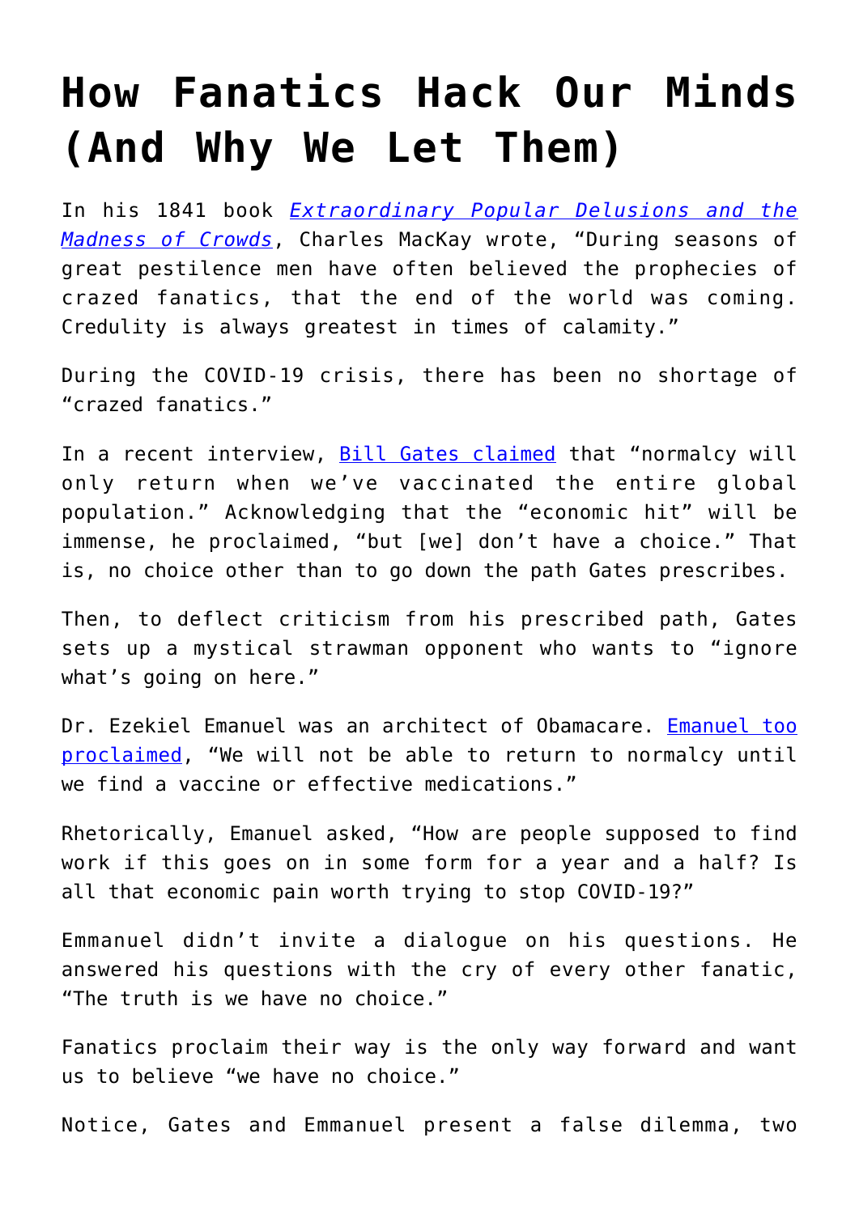# How Fanatics Hack Our Minds (And Why We Let Them)

In his 1841 book [*Extraordinary Popular Delusions and the Madness of Crowds*](), Charles MacKay wrote, "During seasons of great pestilence men have often believed the prophecies of crazed fanatics, that the end of the world was coming. Credulity is always greatest in times of calamity."

During the COVID-19 crisis, there has been no shortage of "crazed fanatics."

In a recent interview, [Bill Gates claimed]() that "normalcy will only return when we've vaccinated the entire global population." Acknowledging that the "economic hit" will be immense, he proclaimed, "but [we] don't have a choice." That is, no choice other than to go down the path Gates prescribes.

Then, to deflect criticism from his prescribed path, Gates sets up a mystical strawman opponent who wants to "ignore what's going on here."

Dr. Ezekiel Emanuel was an architect of Obamacare. [Emanuel too proclaimed](), "We will not be able to return to normalcy until we find a vaccine or effective medications."

Rhetorically, Emanuel asked, "How are people supposed to find work if this goes on in some form for a year and a half? Is all that economic pain worth trying to stop COVID-19?"

Emmanuel didn't invite a dialogue on his questions. He answered his questions with the cry of every other fanatic, "The truth is we have no choice."

Fanatics proclaim their way is the only way forward and want us to believe "we have no choice."

Notice, Gates and Emmanuel present a false dilemma, two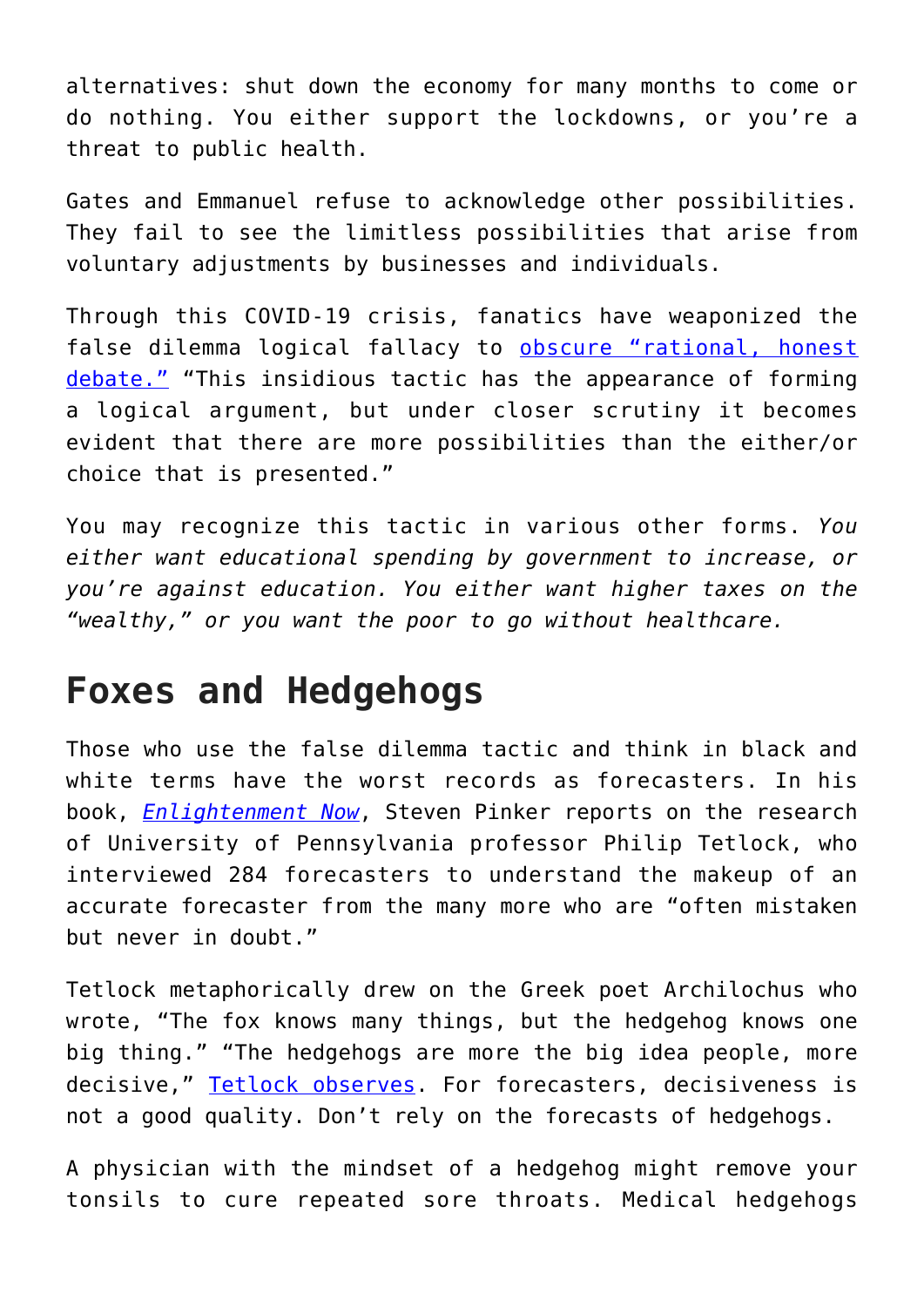alternatives: shut down the economy for many months to come or do nothing. You either support the lockdowns, or you're a threat to public health.

Gates and Emmanuel refuse to acknowledge other possibilities. They fail to see the limitless possibilities that arise from voluntary adjustments by businesses and individuals.

Through this COVID-19 crisis, fanatics have weaponized the false dilemma logical fallacy to obscure "rational, honest debate." "This insidious tactic has the appearance of forming a logical argument, but under closer scrutiny it becomes evident that there are more possibilities than the either/or choice that is presented."

You may recognize this tactic in various other forms. *You either want educational spending by government to increase, or you're against education. You either want higher taxes on the "wealthy," or you want the poor to go without healthcare.*

## Foxes and Hedgehogs

Those who use the false dilemma tactic and think in black and white terms have the worst records as forecasters. In his book, *Enlightenment Now*, Steven Pinker reports on the research of University of Pennsylvania professor Philip Tetlock, who interviewed 284 forecasters to understand the makeup of an accurate forecaster from the many more who are "often mistaken but never in doubt."

Tetlock metaphorically drew on the Greek poet Archilochus who wrote, "The fox knows many things, but the hedgehog knows one big thing." "The hedgehogs are more the big idea people, more decisive," Tetlock observes. For forecasters, decisiveness is not a good quality. Don't rely on the forecasts of hedgehogs.

A physician with the mindset of a hedgehog might remove your tonsils to cure repeated sore throats. Medical hedgehogs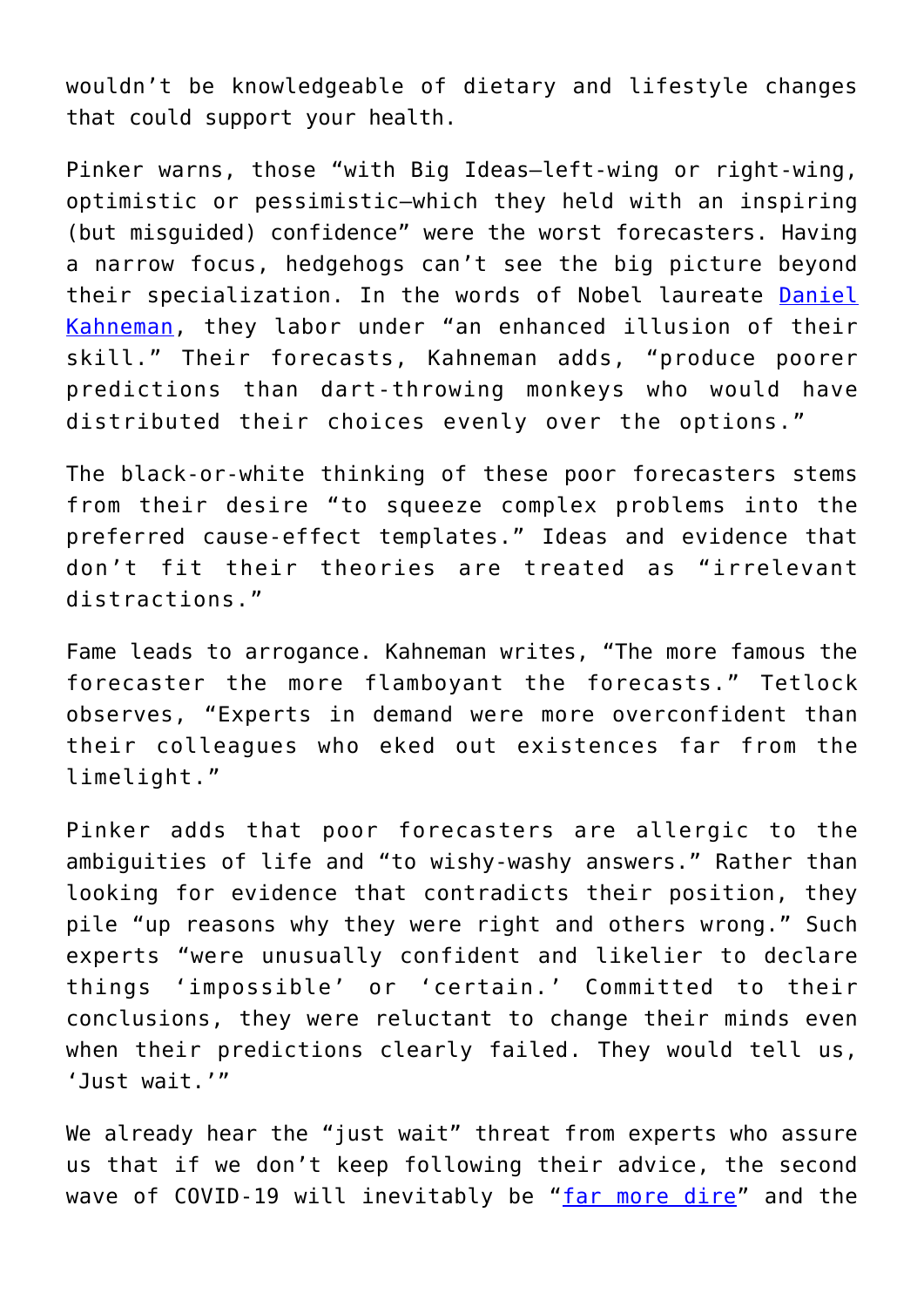wouldn't be knowledgeable of dietary and lifestyle changes that could support your health.

Pinker warns, those "with Big Ideas—left-wing or right-wing, optimistic or pessimistic—which they held with an inspiring (but misguided) confidence" were the worst forecasters. Having a narrow focus, hedgehogs can't see the big picture beyond their specialization. In the words of Nobel laureate Daniel Kahneman, they labor under "an enhanced illusion of their skill." Their forecasts, Kahneman adds, "produce poorer predictions than dart-throwing monkeys who would have distributed their choices evenly over the options."

The black-or-white thinking of these poor forecasters stems from their desire "to squeeze complex problems into the preferred cause-effect templates." Ideas and evidence that don't fit their theories are treated as "irrelevant distractions."

Fame leads to arrogance. Kahneman writes, "The more famous the forecaster the more flamboyant the forecasts." Tetlock observes, "Experts in demand were more overconfident than their colleagues who eked out existences far from the limelight."

Pinker adds that poor forecasters are allergic to the ambiguities of life and "to wishy-washy answers." Rather than looking for evidence that contradicts their position, they pile "up reasons why they were right and others wrong." Such experts "were unusually confident and likelier to declare things 'impossible' or 'certain.' Committed to their conclusions, they were reluctant to change their minds even when their predictions clearly failed. They would tell us, 'Just wait.'"

We already hear the "just wait" threat from experts who assure us that if we don't keep following their advice, the second wave of COVID-19 will inevitably be "far more dire" and the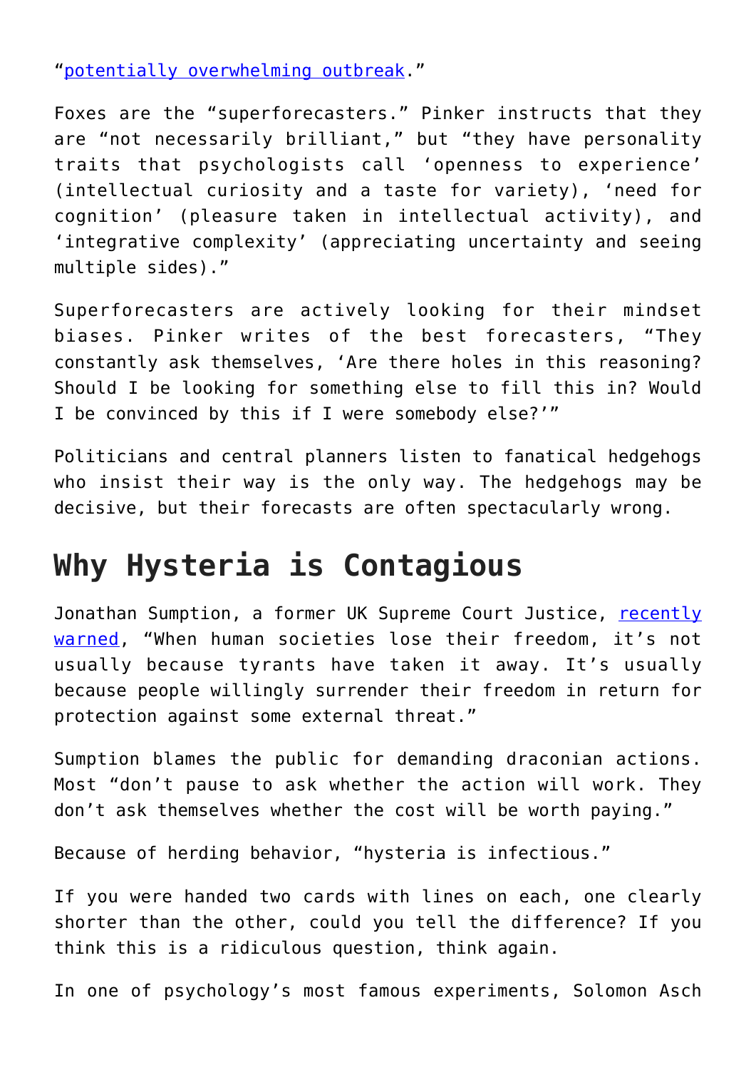"potentially overwhelming outbreak."

Foxes are the "superforecasters." Pinker instructs that they are "not necessarily brilliant," but "they have personality traits that psychologists call 'openness to experience' (intellectual curiosity and a taste for variety), 'need for cognition' (pleasure taken in intellectual activity), and 'integrative complexity' (appreciating uncertainty and seeing multiple sides)."

Superforecasters are actively looking for their mindset biases. Pinker writes of the best forecasters, "They constantly ask themselves, 'Are there holes in this reasoning? Should I be looking for something else to fill this in? Would I be convinced by this if I were somebody else?'"

Politicians and central planners listen to fanatical hedgehogs who insist their way is the only way. The hedgehogs may be decisive, but their forecasts are often spectacularly wrong.

## Why Hysteria is Contagious

Jonathan Sumption, a former UK Supreme Court Justice, recently warned, "When human societies lose their freedom, it's not usually because tyrants have taken it away. It's usually because people willingly surrender their freedom in return for protection against some external threat."

Sumption blames the public for demanding draconian actions. Most "don't pause to ask whether the action will work. They don't ask themselves whether the cost will be worth paying."

Because of herding behavior, "hysteria is infectious."

If you were handed two cards with lines on each, one clearly shorter than the other, could you tell the difference? If you think this is a ridiculous question, think again.

In one of psychology's most famous experiments, Solomon Asch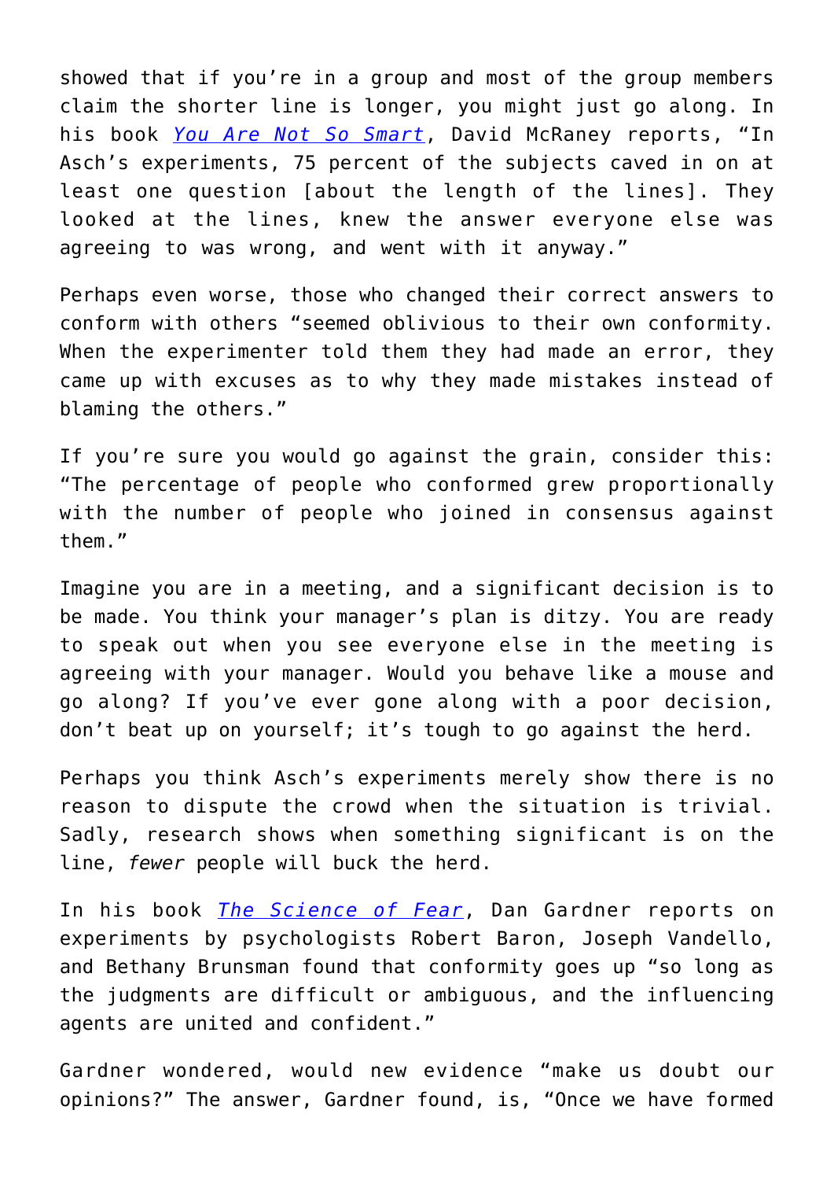showed that if you're in a group and most of the group members claim the shorter line is longer, you might just go along. In his book *You Are Not So Smart*, David McRaney reports, "In Asch's experiments, 75 percent of the subjects caved in on at least one question [about the length of the lines]. They looked at the lines, knew the answer everyone else was agreeing to was wrong, and went with it anyway."

Perhaps even worse, those who changed their correct answers to conform with others "seemed oblivious to their own conformity. When the experimenter told them they had made an error, they came up with excuses as to why they made mistakes instead of blaming the others."

If you're sure you would go against the grain, consider this: "The percentage of people who conformed grew proportionally with the number of people who joined in consensus against them."

Imagine you are in a meeting, and a significant decision is to be made. You think your manager's plan is ditzy. You are ready to speak out when you see everyone else in the meeting is agreeing with your manager. Would you behave like a mouse and go along? If you've ever gone along with a poor decision, don't beat up on yourself; it's tough to go against the herd.

Perhaps you think Asch's experiments merely show there is no reason to dispute the crowd when the situation is trivial. Sadly, research shows when something significant is on the line, *fewer* people will buck the herd.

In his book *The Science of Fear*, Dan Gardner reports on experiments by psychologists Robert Baron, Joseph Vandello, and Bethany Brunsman found that conformity goes up "so long as the judgments are difficult or ambiguous, and the influencing agents are united and confident."

Gardner wondered, would new evidence "make us doubt our opinions?" The answer, Gardner found, is, "Once we have formed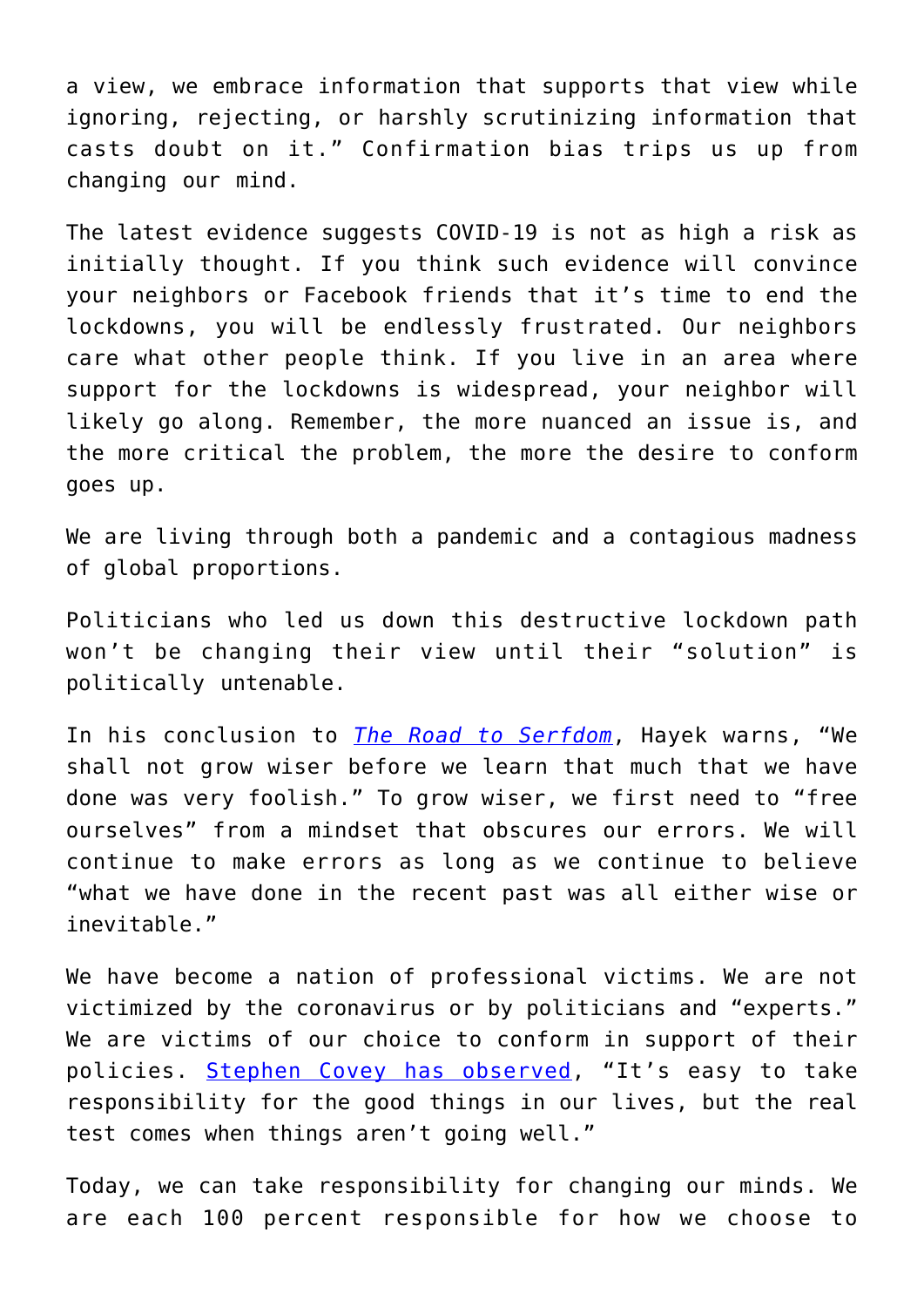a view, we embrace information that supports that view while ignoring, rejecting, or harshly scrutinizing information that casts doubt on it." Confirmation bias trips us up from changing our mind.

The latest evidence suggests COVID-19 is not as high a risk as initially thought. If you think such evidence will convince your neighbors or Facebook friends that it's time to end the lockdowns, you will be endlessly frustrated. Our neighbors care what other people think. If you live in an area where support for the lockdowns is widespread, your neighbor will likely go along. Remember, the more nuanced an issue is, and the more critical the problem, the more the desire to conform goes up.

We are living through both a pandemic and a contagious madness of global proportions.

Politicians who led us down this destructive lockdown path won't be changing their view until their "solution" is politically untenable.

In his conclusion to *The Road to Serfdom*, Hayek warns, "We shall not grow wiser before we learn that much that we have done was very foolish." To grow wiser, we first need to "free ourselves" from a mindset that obscures our errors. We will continue to make errors as long as we continue to believe "what we have done in the recent past was all either wise or inevitable."

We have become a nation of professional victims. We are not victimized by the coronavirus or by politicians and "experts." We are victims of our choice to conform in support of their policies. Stephen Covey has observed, "It's easy to take responsibility for the good things in our lives, but the real test comes when things aren't going well."

Today, we can take responsibility for changing our minds. We are each 100 percent responsible for how we choose to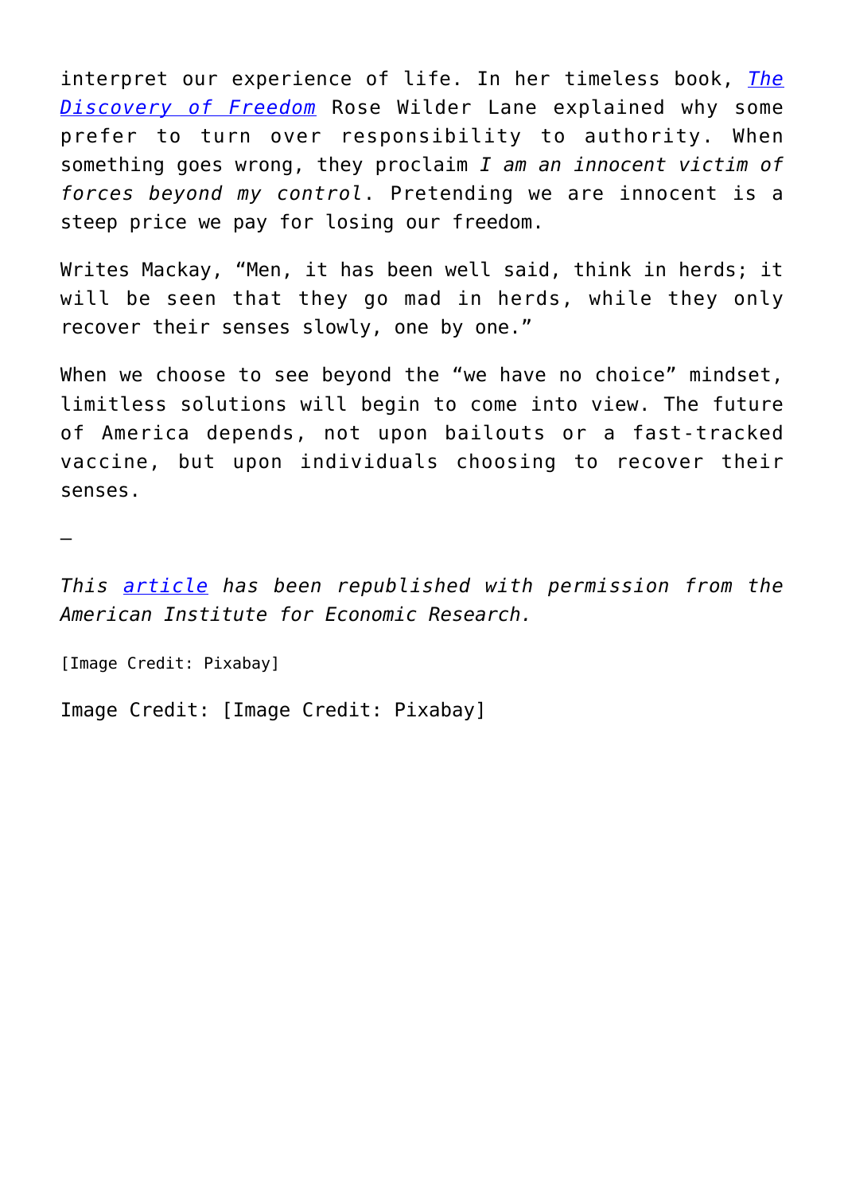interpret our experience of life. In her timeless book, *The Discovery of Freedom* Rose Wilder Lane explained why some prefer to turn over responsibility to authority. When something goes wrong, they proclaim *I am an innocent victim of forces beyond my control*. Pretending we are innocent is a steep price we pay for losing our freedom.

Writes Mackay, "Men, it has been well said, think in herds; it will be seen that they go mad in herds, while they only recover their senses slowly, one by one."

When we choose to see beyond the "we have no choice" mindset, limitless solutions will begin to come into view. The future of America depends, not upon bailouts or a fast-tracked vaccine, but upon individuals choosing to recover their senses.

—

*This article has been republished with permission from the American Institute for Economic Research.*

[Image Credit: Pixabay]

Image Credit: [Image Credit: Pixabay]